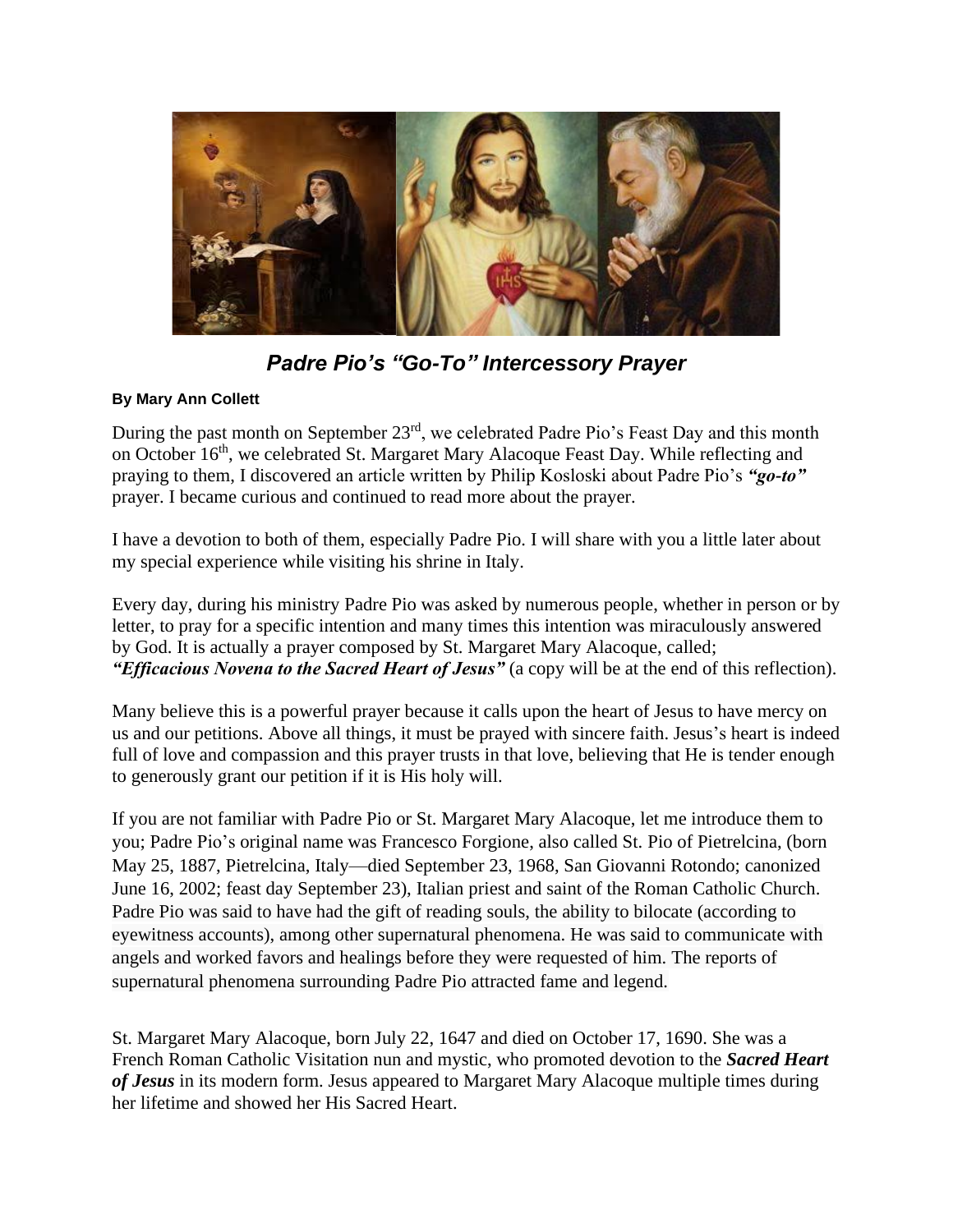## ***Padre Pio's "Go-To" Intercessory Prayer***

**By Mary Ann Collett**

During the past month on September 23rd, we celebrated Padre Pio's Feast Day and this month on October 16th, we celebrated St. Margaret Mary Alacoque Feast Day. While reflecting and praying to them, I discovered an article written by Philip Kosloski about Padre Pio's ***"go-to"*** prayer. I became curious and continued to read more about the prayer.

I have a devotion to both of them, especially Padre Pio. I will share with you a little later about my special experience while visiting his shrine in Italy.

Every day, during his ministry Padre Pio was asked by numerous people, whether in person or by letter, to pray for a specific intention and many times this intention was miraculously answered by God. It is actually a prayer composed by St. Margaret Mary Alacoque, called; ***"Efficacious Novena to the Sacred Heart of Jesus"*** (a copy will be at the end of this reflection).

Many believe this is a powerful prayer because it calls upon the heart of Jesus to have mercy on us and our petitions. Above all things, it must be prayed with sincere faith. Jesus's heart is indeed full of love and compassion and this prayer trusts in that love, believing that He is tender enough to generously grant our petition if it is His holy will.

If you are not familiar with Padre Pio or St. Margaret Mary Alacoque, let me introduce them to you; Padre Pio's original name was Francesco Forgione, also called St. Pio of Pietrelcina, (born May 25, 1887, Pietrelcina, Italy—died September 23, 1968, San Giovanni Rotondo; canonized June 16, 2002; feast day September 23), Italian priest and saint of the Roman Catholic Church. Padre Pio was said to have had the gift of reading souls, the ability to bilocate (according to eyewitness accounts), among other supernatural phenomena. He was said to communicate with angels and worked favors and healings before they were requested of him. The reports of supernatural phenomena surrounding Padre Pio attracted fame and legend.

St. Margaret Mary Alacoque, born July 22, 1647 and died on October 17, 1690. She was a French Roman Catholic Visitation nun and mystic, who promoted devotion to the ***Sacred Heart of Jesus*** in its modern form. Jesus appeared to Margaret Mary Alacoque multiple times during her lifetime and showed her His Sacred Heart.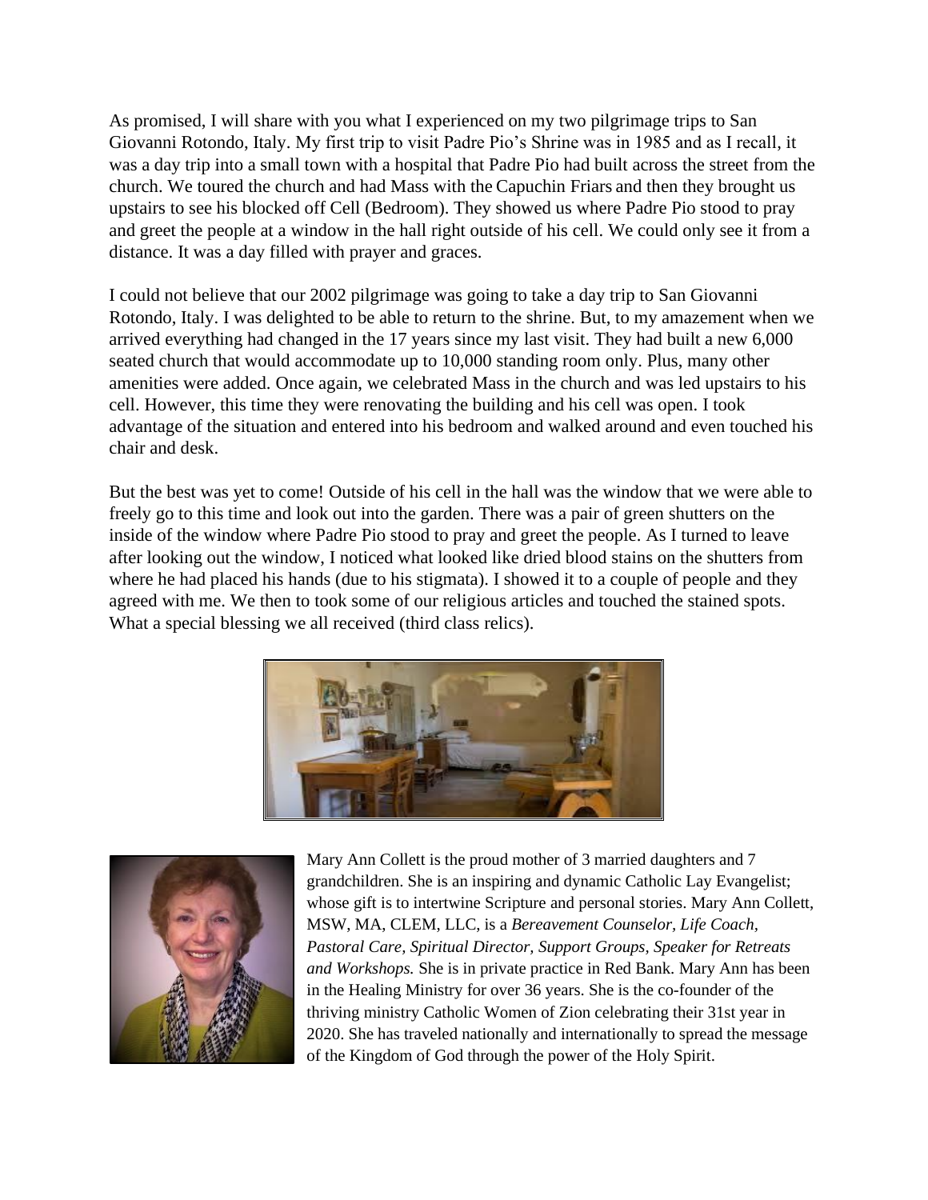As promised, I will share with you what I experienced on my two pilgrimage trips to San Giovanni Rotondo, Italy. My first trip to visit Padre Pio's Shrine was in 1985 and as I recall, it was a day trip into a small town with a hospital that Padre Pio had built across the street from the church. We toured the church and had Mass with the Capuchin Friars and then they brought us upstairs to see his blocked off Cell (Bedroom). They showed us where Padre Pio stood to pray and greet the people at a window in the hall right outside of his cell. We could only see it from a distance. It was a day filled with prayer and graces.

I could not believe that our 2002 pilgrimage was going to take a day trip to San Giovanni Rotondo, Italy. I was delighted to be able to return to the shrine. But, to my amazement when we arrived everything had changed in the 17 years since my last visit. They had built a new 6,000 seated church that would accommodate up to 10,000 standing room only. Plus, many other amenities were added. Once again, we celebrated Mass in the church and was led upstairs to his cell. However, this time they were renovating the building and his cell was open. I took advantage of the situation and entered into his bedroom and walked around and even touched his chair and desk.

But the best was yet to come! Outside of his cell in the hall was the window that we were able to freely go to this time and look out into the garden. There was a pair of green shutters on the inside of the window where Padre Pio stood to pray and greet the people. As I turned to leave after looking out the window, I noticed what looked like dried blood stains on the shutters from where he had placed his hands (due to his stigmata). I showed it to a couple of people and they agreed with me. We then to took some of our religious articles and touched the stained spots. What a special blessing we all received (third class relics).

Mary Ann Collett is the proud mother of 3 married daughters and 7 grandchildren. She is an inspiring and dynamic Catholic Lay Evangelist; whose gift is to intertwine Scripture and personal stories. Mary Ann Collett, MSW, MA, CLEM, LLC, is a *Bereavement Counselor, Life Coach, Pastoral Care, Spiritual Director, Support Groups, Speaker for Retreats and Workshops.* She is in private practice in Red Bank. Mary Ann has been in the Healing Ministry for over 36 years. She is the co-founder of the thriving ministry Catholic Women of Zion celebrating their 31st year in 2020. She has traveled nationally and internationally to spread the message of the Kingdom of God through the power of the Holy Spirit.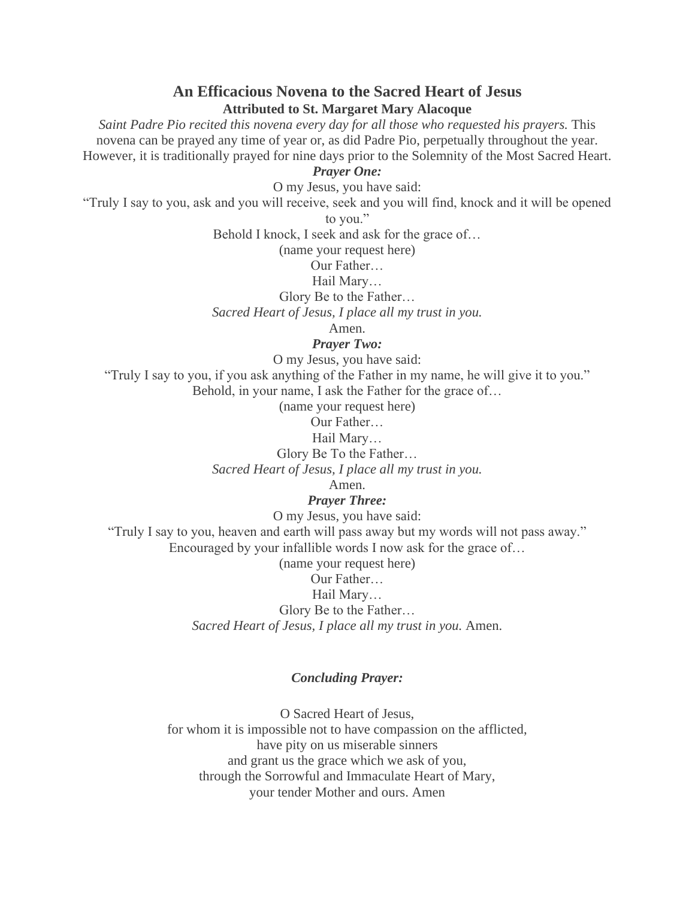# An Efficacious Novena to the Sacred Heart of Jesus

**Attributed to St. Margaret Mary Alacoque**

*Saint Padre Pio recited this novena every day for all those who requested his prayers.* This novena can be prayed any time of year or, as did Padre Pio, perpetually throughout the year. However, it is traditionally prayed for nine days prior to the Solemnity of the Most Sacred Heart.

***Prayer One:***

O my Jesus, you have said:
"Truly I say to you, ask and you will receive, seek and you will find, knock and it will be opened to you."
Behold I knock, I seek and ask for the grace of…
(name your request here)
Our Father…
Hail Mary…
Glory Be to the Father…
*Sacred Heart of Jesus, I place all my trust in you.*
Amen.

***Prayer Two:***

O my Jesus, you have said:
"Truly I say to you, if you ask anything of the Father in my name, he will give it to you."
Behold, in your name, I ask the Father for the grace of…
(name your request here)
Our Father…
Hail Mary…
Glory Be To the Father…
*Sacred Heart of Jesus, I place all my trust in you.*
Amen.

***Prayer Three:***

O my Jesus, you have said:
"Truly I say to you, heaven and earth will pass away but my words will not pass away."
Encouraged by your infallible words I now ask for the grace of…
(name your request here)
Our Father…
Hail Mary…
Glory Be to the Father…
*Sacred Heart of Jesus, I place all my trust in you.* Amen.

***Concluding Prayer:***

O Sacred Heart of Jesus,
for whom it is impossible not to have compassion on the afflicted,
have pity on us miserable sinners
and grant us the grace which we ask of you,
through the Sorrowful and Immaculate Heart of Mary,
your tender Mother and ours. Amen